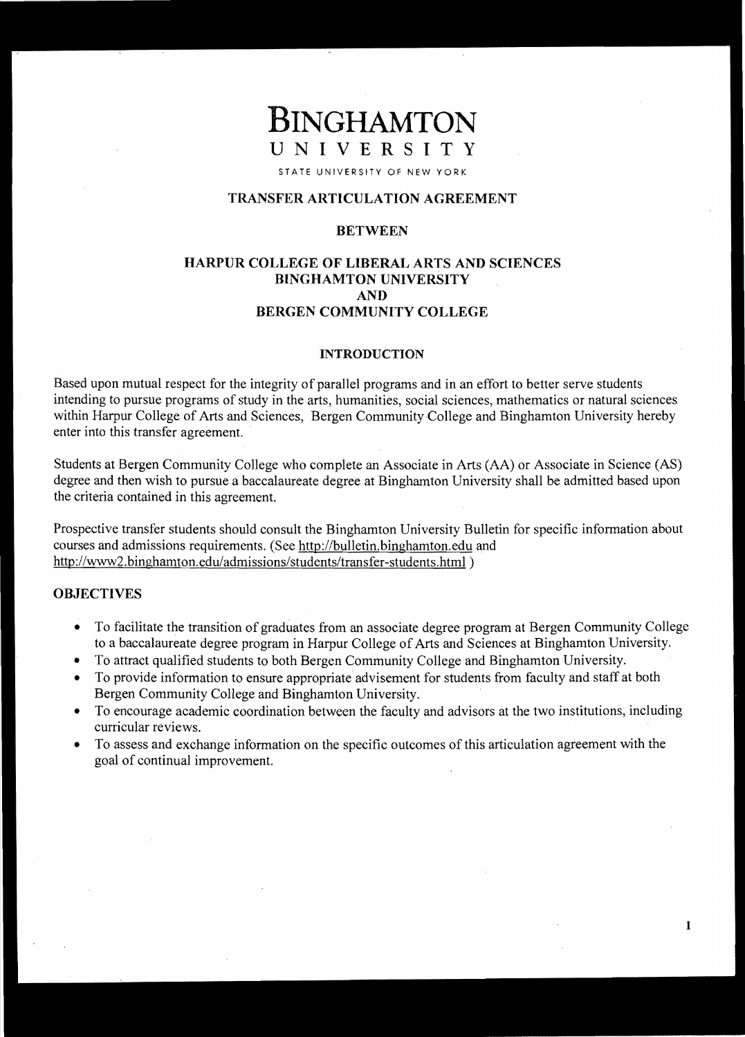# BINGHAMTON
## UNIVERSITY

STATE UNIVERSITY OF NEW YORK

## TRANSFER ARTICULATION AGREEMENT

**BETWEEN**

**HARPUR COLLEGE OF LIBERAL ARTS AND SCIENCES**
**BINGHAMTON UNIVERSITY**
**AND**
**BERGEN COMMUNITY COLLEGE**

### INTRODUCTION

Based upon mutual respect for the integrity of parallel programs and in an effort to better serve students intending to pursue programs of study in the arts, humanities, social sciences, mathematics or natural sciences within Harpur College of Arts and Sciences, Bergen Community College and Binghamton University hereby enter into this transfer agreement.

Students at Bergen Community College who complete an Associate in Arts (AA) or Associate in Science (AS) degree and then wish to pursue a baccalaureate degree at Binghamton University shall be admitted based upon the criteria contained in this agreement.

Prospective transfer students should consult the Binghamton University Bulletin for specific information about courses and admissions requirements. (See http://bulletin.binghamton.edu and http://www2.binghamton.edu/admissions/students/transfer-students.html )

### OBJECTIVES

- To facilitate the transition of graduates from an associate degree program at Bergen Community College to a baccalaureate degree program in Harpur College of Arts and Sciences at Binghamton University.
- To attract qualified students to both Bergen Community College and Binghamton University.
- To provide information to ensure appropriate advisement for students from faculty and staff at both Bergen Community College and Binghamton University.
- To encourage academic coordination between the faculty and advisors at the two institutions, including curricular reviews.
- To assess and exchange information on the specific outcomes of this articulation agreement with the goal of continual improvement.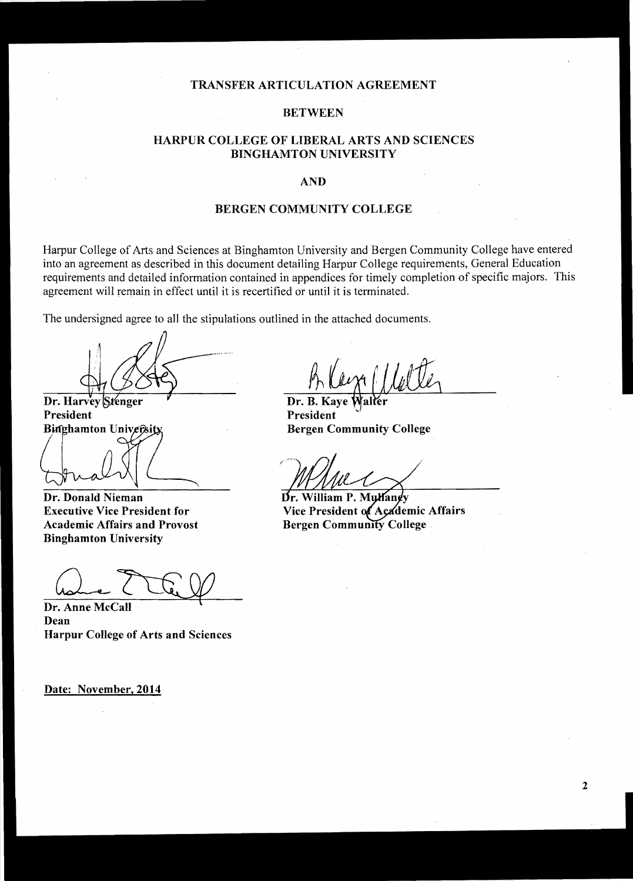# TRANSFER ARTICULATION AGREEMENT

## BETWEEN

## HARPUR COLLEGE OF LIBERAL ARTS AND SCIENCES BINGHAMTON UNIVERSITY

## AND

## BERGEN COMMUNITY COLLEGE

Harpur College of Arts and Sciences at Binghamton University and Bergen Community College have entered into an agreement as described in this document detailing Harpur College requirements, General Education requirements and detailed information contained in appendices for timely completion of specific majors. This agreement will remain in effect until it is recertified or until it is terminated.

The undersigned agree to all the stipulations outlined in the attached documents.

**Dr. Harvey Stenger**
**President**
**Binghamton University**

**Dr. Donald Nieman**
**Executive Vice President for Academic Affairs and Provost**
**Binghamton University**

**Dr. Anne McCall**
**Dean**
**Harpur College of Arts and Sciences**

**Dr. B. Kaye Walter**
**President**
**Bergen Community College**

**Dr. William P. Mullaney**
**Vice President of Academic Affairs**
**Bergen Community College**

**Date: November, 2014**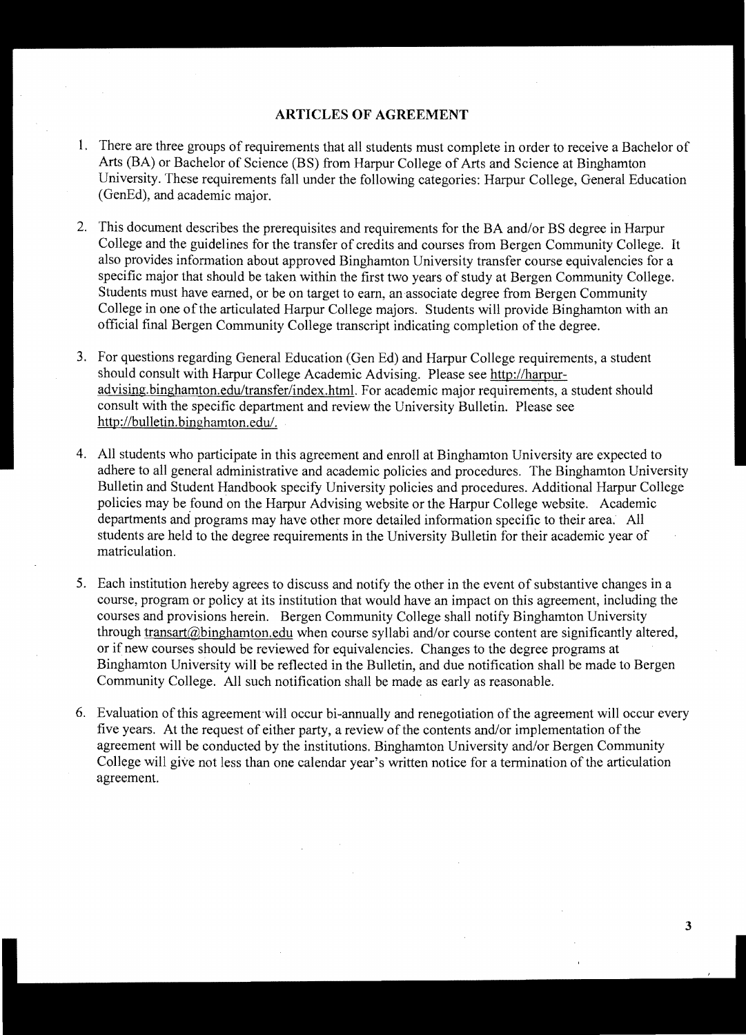## ARTICLES OF AGREEMENT

1. There are three groups of requirements that all students must complete in order to receive a Bachelor of Arts (BA) or Bachelor of Science (BS) from Harpur College of Arts and Science at Binghamton University. These requirements fall under the following categories: Harpur College, General Education (GenEd), and academic major.

2. This document describes the prerequisites and requirements for the BA and/or BS degree in Harpur College and the guidelines for the transfer of credits and courses from Bergen Community College. It also provides information about approved Binghamton University transfer course equivalencies for a specific major that should be taken within the first two years of study at Bergen Community College. Students must have earned, or be on target to earn, an associate degree from Bergen Community College in one of the articulated Harpur College majors. Students will provide Binghamton with an official final Bergen Community College transcript indicating completion of the degree.

3. For questions regarding General Education (Gen Ed) and Harpur College requirements, a student should consult with Harpur College Academic Advising. Please see http://harpur-advising.binghamton.edu/transfer/index.html. For academic major requirements, a student should consult with the specific department and review the University Bulletin. Please see http://bulletin.binghamton.edu/.

4. All students who participate in this agreement and enroll at Binghamton University are expected to adhere to all general administrative and academic policies and procedures. The Binghamton University Bulletin and Student Handbook specify University policies and procedures. Additional Harpur College policies may be found on the Harpur Advising website or the Harpur College website. Academic departments and programs may have other more detailed information specific to their area. All students are held to the degree requirements in the University Bulletin for their academic year of matriculation.

5. Each institution hereby agrees to discuss and notify the other in the event of substantive changes in a course, program or policy at its institution that would have an impact on this agreement, including the courses and provisions herein. Bergen Community College shall notify Binghamton University through transart@binghamton.edu when course syllabi and/or course content are significantly altered, or if new courses should be reviewed for equivalencies. Changes to the degree programs at Binghamton University will be reflected in the Bulletin, and due notification shall be made to Bergen Community College. All such notification shall be made as early as reasonable.

6. Evaluation of this agreement will occur bi-annually and renegotiation of the agreement will occur every five years. At the request of either party, a review of the contents and/or implementation of the agreement will be conducted by the institutions. Binghamton University and/or Bergen Community College will give not less than one calendar year's written notice for a termination of the articulation agreement.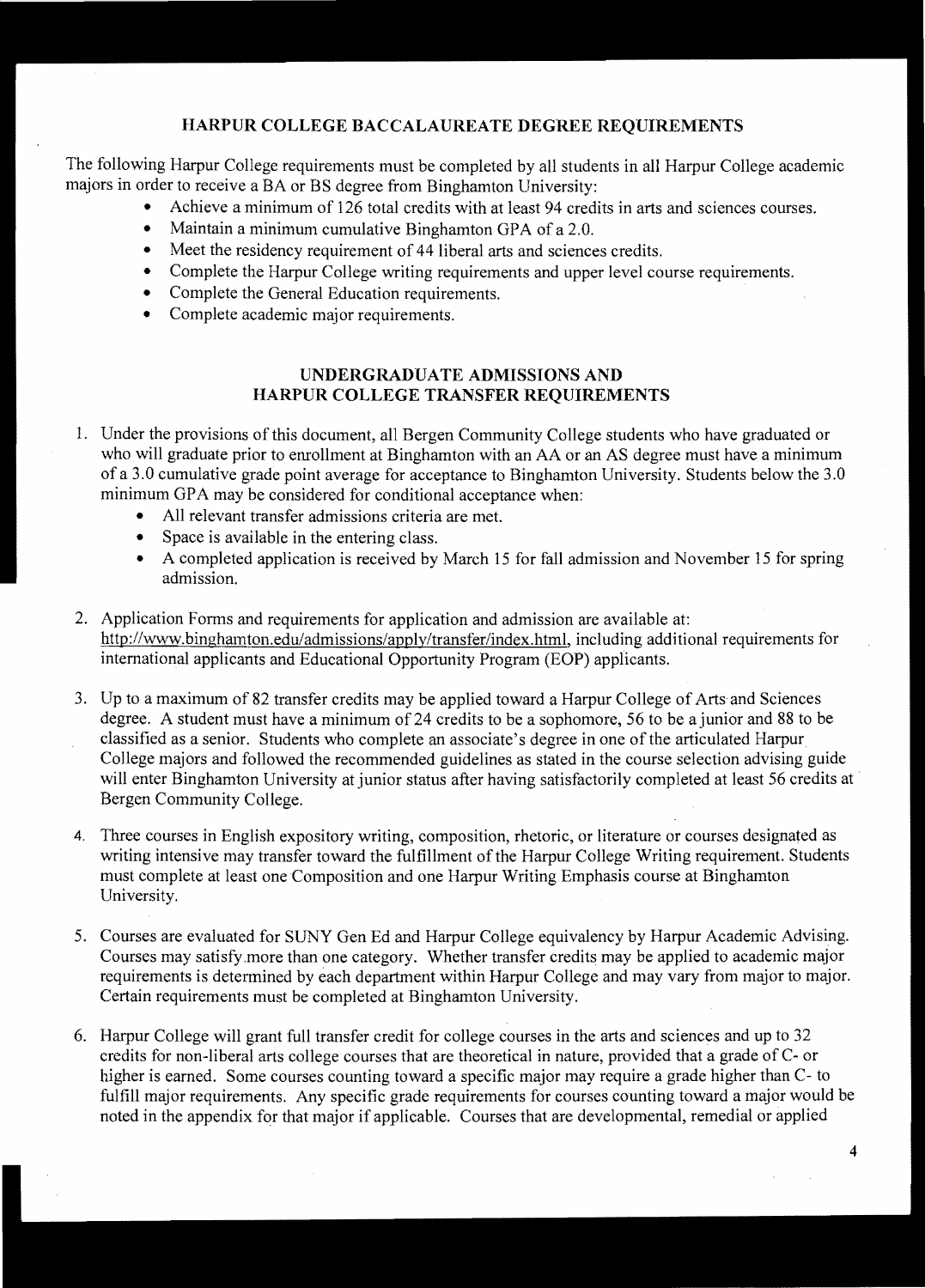## HARPUR COLLEGE BACCALAUREATE DEGREE REQUIREMENTS

The following Harpur College requirements must be completed by all students in all Harpur College academic majors in order to receive a BA or BS degree from Binghamton University:

- Achieve a minimum of 126 total credits with at least 94 credits in arts and sciences courses.
- Maintain a minimum cumulative Binghamton GPA of a 2.0.
- Meet the residency requirement of 44 liberal arts and sciences credits.
- Complete the Harpur College writing requirements and upper level course requirements.
- Complete the General Education requirements.
- Complete academic major requirements.

## UNDERGRADUATE ADMISSIONS AND HARPUR COLLEGE TRANSFER REQUIREMENTS

1. Under the provisions of this document, all Bergen Community College students who have graduated or who will graduate prior to enrollment at Binghamton with an AA or an AS degree must have a minimum of a 3.0 cumulative grade point average for acceptance to Binghamton University. Students below the 3.0 minimum GPA may be considered for conditional acceptance when:
   - All relevant transfer admissions criteria are met.
   - Space is available in the entering class.
   - A completed application is received by March 15 for fall admission and November 15 for spring admission.

2. Application Forms and requirements for application and admission are available at: http://www.binghamton.edu/admissions/apply/transfer/index.html, including additional requirements for international applicants and Educational Opportunity Program (EOP) applicants.

3. Up to a maximum of 82 transfer credits may be applied toward a Harpur College of Arts and Sciences degree. A student must have a minimum of 24 credits to be a sophomore, 56 to be a junior and 88 to be classified as a senior. Students who complete an associate's degree in one of the articulated Harpur College majors and followed the recommended guidelines as stated in the course selection advising guide will enter Binghamton University at junior status after having satisfactorily completed at least 56 credits at Bergen Community College.

4. Three courses in English expository writing, composition, rhetoric, or literature or courses designated as writing intensive may transfer toward the fulfillment of the Harpur College Writing requirement. Students must complete at least one Composition and one Harpur Writing Emphasis course at Binghamton University.

5. Courses are evaluated for SUNY Gen Ed and Harpur College equivalency by Harpur Academic Advising. Courses may satisfy more than one category. Whether transfer credits may be applied to academic major requirements is determined by each department within Harpur College and may vary from major to major. Certain requirements must be completed at Binghamton University.

6. Harpur College will grant full transfer credit for college courses in the arts and sciences and up to 32 credits for non-liberal arts college courses that are theoretical in nature, provided that a grade of C- or higher is earned. Some courses counting toward a specific major may require a grade higher than C- to fulfill major requirements. Any specific grade requirements for courses counting toward a major would be noted in the appendix for that major if applicable. Courses that are developmental, remedial or applied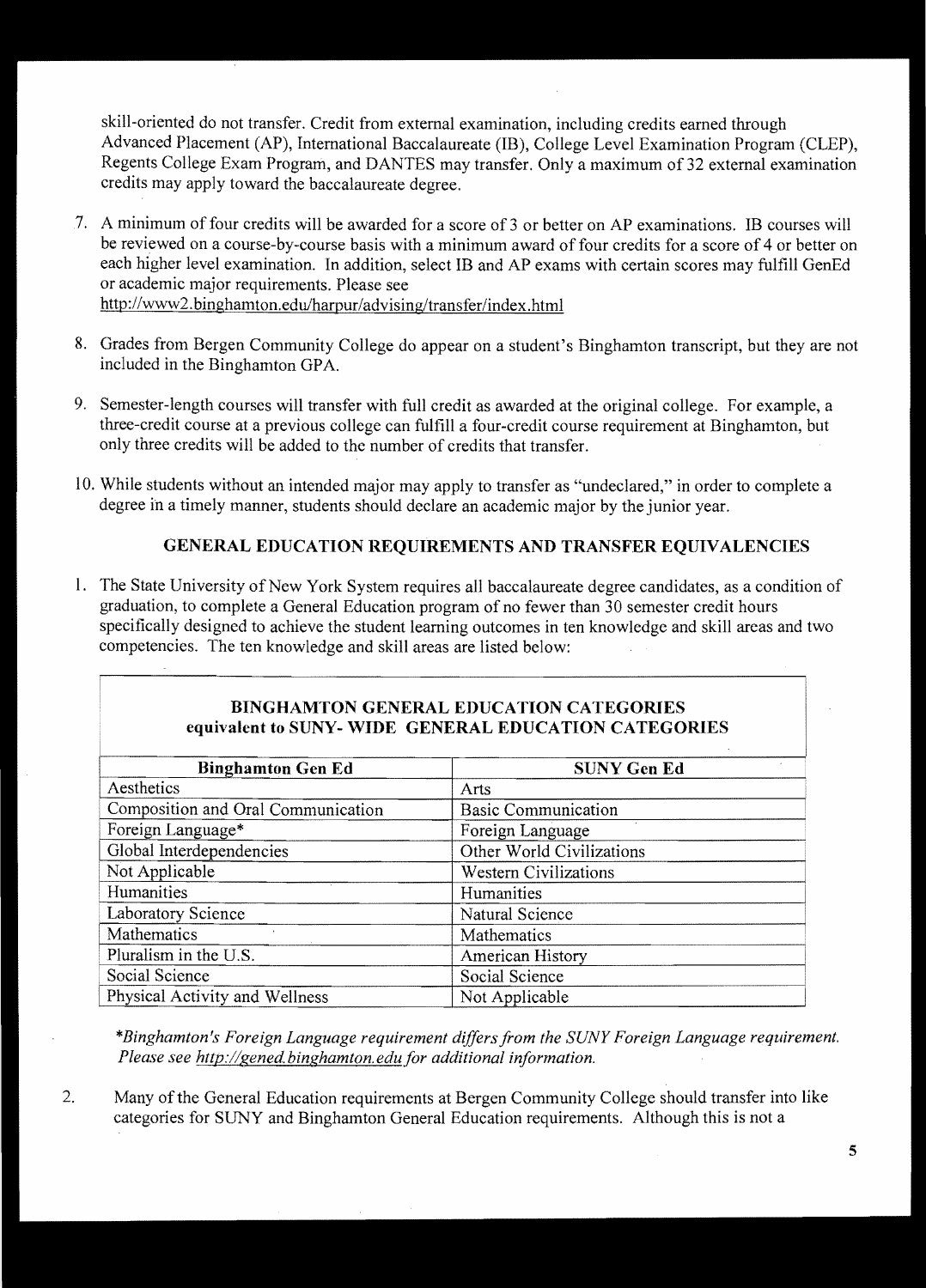skill-oriented do not transfer. Credit from external examination, including credits earned through Advanced Placement (AP), International Baccalaureate (IB), College Level Examination Program (CLEP), Regents College Exam Program, and DANTES may transfer. Only a maximum of 32 external examination credits may apply toward the baccalaureate degree.

7. A minimum of four credits will be awarded for a score of 3 or better on AP examinations. IB courses will be reviewed on a course-by-course basis with a minimum award of four credits for a score of 4 or better on each higher level examination. In addition, select IB and AP exams with certain scores may fulfill GenEd or academic major requirements. Please see http://www2.binghamton.edu/harpur/advising/transfer/index.html

8. Grades from Bergen Community College do appear on a student's Binghamton transcript, but they are not included in the Binghamton GPA.

9. Semester-length courses will transfer with full credit as awarded at the original college. For example, a three-credit course at a previous college can fulfill a four-credit course requirement at Binghamton, but only three credits will be added to the number of credits that transfer.

10. While students without an intended major may apply to transfer as "undeclared," in order to complete a degree in a timely manner, students should declare an academic major by the junior year.

## GENERAL EDUCATION REQUIREMENTS AND TRANSFER EQUIVALENCIES

1. The State University of New York System requires all baccalaureate degree candidates, as a condition of graduation, to complete a General Education program of no fewer than 30 semester credit hours specifically designed to achieve the student learning outcomes in ten knowledge and skill areas and two competencies. The ten knowledge and skill areas are listed below:

**BINGHAMTON GENERAL EDUCATION CATEGORIES equivalent to SUNY- WIDE GENERAL EDUCATION CATEGORIES**

| Binghamton Gen Ed | SUNY Gen Ed |
|---|---|
| Aesthetics | Arts |
| Composition and Oral Communication | Basic Communication |
| Foreign Language* | Foreign Language |
| Global Interdependencies | Other World Civilizations |
| Not Applicable | Western Civilizations |
| Humanities | Humanities |
| Laboratory Science | Natural Science |
| Mathematics | Mathematics |
| Pluralism in the U.S. | American History |
| Social Science | Social Science |
| Physical Activity and Wellness | Not Applicable |

*\*Binghamton's Foreign Language requirement differs from the SUNY Foreign Language requirement. Please see http://gened.binghamton.edu for additional information.*

2. Many of the General Education requirements at Bergen Community College should transfer into like categories for SUNY and Binghamton General Education requirements. Although this is not a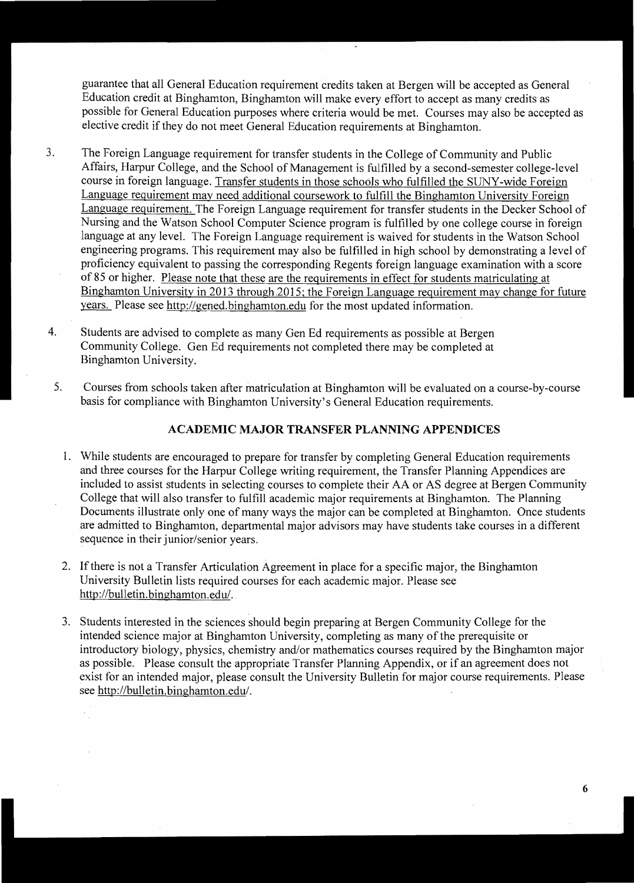guarantee that all General Education requirement credits taken at Bergen will be accepted as General Education credit at Binghamton, Binghamton will make every effort to accept as many credits as possible for General Education purposes where criteria would be met. Courses may also be accepted as elective credit if they do not meet General Education requirements at Binghamton.

3. The Foreign Language requirement for transfer students in the College of Community and Public Affairs, Harpur College, and the School of Management is fulfilled by a second-semester college-level course in foreign language. Transfer students in those schools who fulfilled the SUNY-wide Foreign Language requirement may need additional coursework to fulfill the Binghamton University Foreign Language requirement. The Foreign Language requirement for transfer students in the Decker School of Nursing and the Watson School Computer Science program is fulfilled by one college course in foreign language at any level. The Foreign Language requirement is waived for students in the Watson School engineering programs. This requirement may also be fulfilled in high school by demonstrating a level of proficiency equivalent to passing the corresponding Regents foreign language examination with a score of 85 or higher. Please note that these are the requirements in effect for students matriculating at Binghamton University in 2013 through 2015; the Foreign Language requirement may change for future years. Please see http://gened.binghamton.edu for the most updated information.

4. Students are advised to complete as many Gen Ed requirements as possible at Bergen Community College. Gen Ed requirements not completed there may be completed at Binghamton University.

5. Courses from schools taken after matriculation at Binghamton will be evaluated on a course-by-course basis for compliance with Binghamton University's General Education requirements.

## ACADEMIC MAJOR TRANSFER PLANNING APPENDICES

1. While students are encouraged to prepare for transfer by completing General Education requirements and three courses for the Harpur College writing requirement, the Transfer Planning Appendices are included to assist students in selecting courses to complete their AA or AS degree at Bergen Community College that will also transfer to fulfill academic major requirements at Binghamton. The Planning Documents illustrate only one of many ways the major can be completed at Binghamton. Once students are admitted to Binghamton, departmental major advisors may have students take courses in a different sequence in their junior/senior years.

2. If there is not a Transfer Articulation Agreement in place for a specific major, the Binghamton University Bulletin lists required courses for each academic major. Please see http://bulletin.binghamton.edu/.

3. Students interested in the sciences should begin preparing at Bergen Community College for the intended science major at Binghamton University, completing as many of the prerequisite or introductory biology, physics, chemistry and/or mathematics courses required by the Binghamton major as possible. Please consult the appropriate Transfer Planning Appendix, or if an agreement does not exist for an intended major, please consult the University Bulletin for major course requirements. Please see http://bulletin.binghamton.edu/.